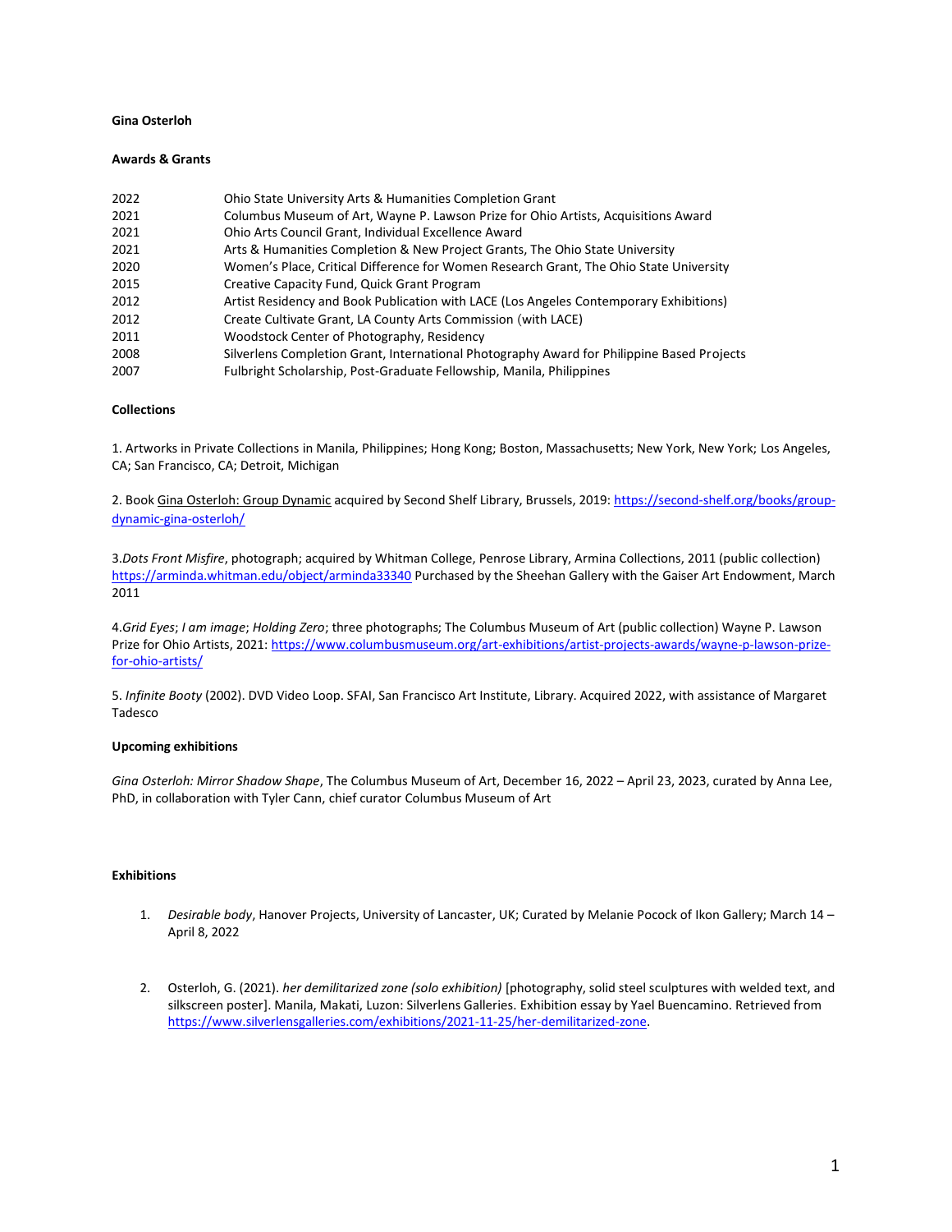**Gina Osterloh**

**Awards & Grants**

| | |
|---|---|
| 2022 | Ohio State University Arts & Humanities Completion Grant |
| 2021 | Columbus Museum of Art, Wayne P. Lawson Prize for Ohio Artists, Acquisitions Award |
| 2021 | Ohio Arts Council Grant, Individual Excellence Award |
| 2021 | Arts & Humanities Completion & New Project Grants, The Ohio State University |
| 2020 | Women's Place, Critical Difference for Women Research Grant, The Ohio State University |
| 2015 | Creative Capacity Fund, Quick Grant Program |
| 2012 | Artist Residency and Book Publication with LACE (Los Angeles Contemporary Exhibitions) |
| 2012 | Create Cultivate Grant, LA County Arts Commission (with LACE) |
| 2011 | Woodstock Center of Photography, Residency |
| 2008 | Silverlens Completion Grant, International Photography Award for Philippine Based Projects |
| 2007 | Fulbright Scholarship, Post-Graduate Fellowship, Manila, Philippines |

**Collections**

1. Artworks in Private Collections in Manila, Philippines; Hong Kong; Boston, Massachusetts; New York, New York; Los Angeles, CA; San Francisco, CA; Detroit, Michigan

2. Book Gina Osterloh: Group Dynamic acquired by Second Shelf Library, Brussels, 2019: https://second-shelf.org/books/group-dynamic-gina-osterloh/

3. *Dots Front Misfire*, photograph; acquired by Whitman College, Penrose Library, Armina Collections, 2011 (public collection) https://arminda.whitman.edu/object/arminda33340 Purchased by the Sheehan Gallery with the Gaiser Art Endowment, March 2011

4. *Grid Eyes*; *I am image*; *Holding Zero*; three photographs; The Columbus Museum of Art (public collection) Wayne P. Lawson Prize for Ohio Artists, 2021: https://www.columbusmuseum.org/art-exhibitions/artist-projects-awards/wayne-p-lawson-prize-for-ohio-artists/

5. *Infinite Booty* (2002). DVD Video Loop. SFAI, San Francisco Art Institute, Library. Acquired 2022, with assistance of Margaret Tadesco

**Upcoming exhibitions**

*Gina Osterloh: Mirror Shadow Shape*, The Columbus Museum of Art, December 16, 2022 – April 23, 2023, curated by Anna Lee, PhD, in collaboration with Tyler Cann, chief curator Columbus Museum of Art

**Exhibitions**

1. *Desirable body*, Hanover Projects, University of Lancaster, UK; Curated by Melanie Pocock of Ikon Gallery; March 14 – April 8, 2022

2. Osterloh, G. (2021). *her demilitarized zone (solo exhibition)* [photography, solid steel sculptures with welded text, and silkscreen poster]. Manila, Makati, Luzon: Silverlens Galleries. Exhibition essay by Yael Buencamino. Retrieved from https://www.silverlensgalleries.com/exhibitions/2021-11-25/her-demilitarized-zone.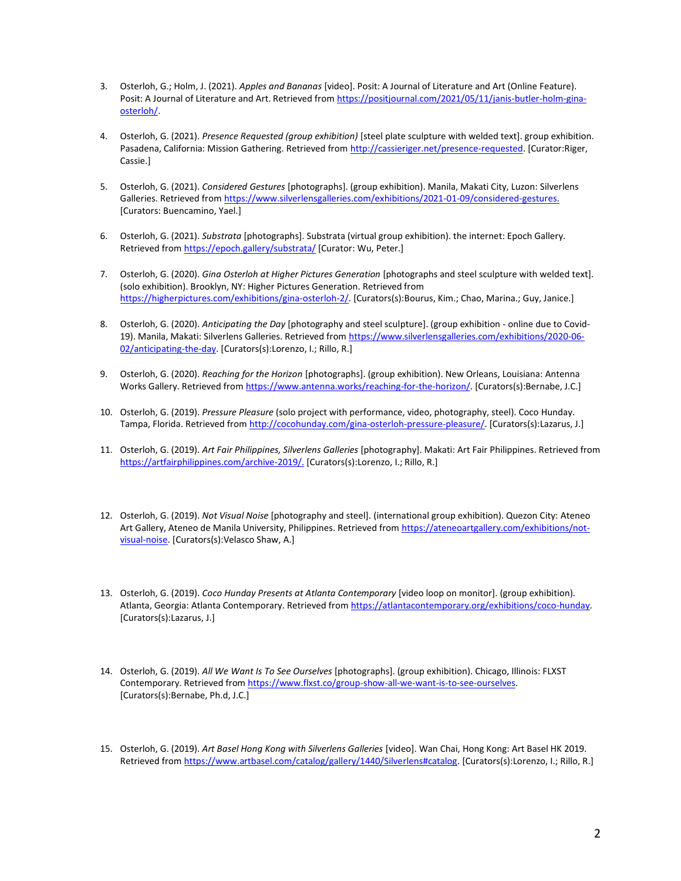3. Osterloh, G.; Holm, J. (2021). *Apples and Bananas* [video]. Posit: A Journal of Literature and Art (Online Feature). Posit: A Journal of Literature and Art. Retrieved from [https://positjournal.com/2021/05/11/janis-butler-holm-gina-osterloh/](https://positjournal.com/2021/05/11/janis-butler-holm-gina-osterloh/).

4. Osterloh, G. (2021). *Presence Requested (group exhibition)* [steel plate sculpture with welded text]. group exhibition. Pasadena, California: Mission Gathering. Retrieved from [http://cassieriger.net/presence-requested](http://cassieriger.net/presence-requested). [Curator:Riger, Cassie.]

5. Osterloh, G. (2021). *Considered Gestures* [photographs]. (group exhibition). Manila, Makati City, Luzon: Silverlens Galleries. Retrieved from [https://www.silverlensgalleries.com/exhibitions/2021-01-09/considered-gestures.](https://www.silverlensgalleries.com/exhibitions/2021-01-09/considered-gestures) [Curators: Buencamino, Yael.]

6. Osterloh, G. (2021). *Substrata* [photographs]. Substrata (virtual group exhibition). the internet: Epoch Gallery. Retrieved from [https://epoch.gallery/substrata/](https://epoch.gallery/substrata/) [Curator: Wu, Peter.]

7. Osterloh, G. (2020). *Gina Osterloh at Higher Pictures Generation* [photographs and steel sculpture with welded text]. (solo exhibition). Brooklyn, NY: Higher Pictures Generation. Retrieved from [https://higherpictures.com/exhibitions/gina-osterloh-2/](https://higherpictures.com/exhibitions/gina-osterloh-2/). [Curators(s):Bourus, Kim.; Chao, Marina.; Guy, Janice.]

8. Osterloh, G. (2020). *Anticipating the Day* [photography and steel sculpture]. (group exhibition - online due to Covid-19). Manila, Makati: Silverlens Galleries. Retrieved from [https://www.silverlensgalleries.com/exhibitions/2020-06-02/anticipating-the-day](https://www.silverlensgalleries.com/exhibitions/2020-06-02/anticipating-the-day). [Curators(s):Lorenzo, I.; Rillo, R.]

9. Osterloh, G. (2020). *Reaching for the Horizon* [photographs]. (group exhibition). New Orleans, Louisiana: Antenna Works Gallery. Retrieved from [https://www.antenna.works/reaching-for-the-horizon/](https://www.antenna.works/reaching-for-the-horizon/). [Curators(s):Bernabe, J.C.]

10. Osterloh, G. (2019). *Pressure Pleasure* (solo project with performance, video, photography, steel). Coco Hunday. Tampa, Florida. Retrieved from [http://cocohunday.com/gina-osterloh-pressure-pleasure/](http://cocohunday.com/gina-osterloh-pressure-pleasure/). [Curators(s):Lazarus, J.]

11. Osterloh, G. (2019). *Art Fair Philippines, Silverlens Galleries* [photography]. Makati: Art Fair Philippines. Retrieved from [https://artfairphilippines.com/archive-2019/.](https://artfairphilippines.com/archive-2019/) [Curators(s):Lorenzo, I.; Rillo, R.]

12. Osterloh, G. (2019). *Not Visual Noise* [photography and steel]. (international group exhibition). Quezon City: Ateneo Art Gallery, Ateneo de Manila University, Philippines. Retrieved from [https://ateneoartgallery.com/exhibitions/not-visual-noise](https://ateneoartgallery.com/exhibitions/not-visual-noise). [Curators(s):Velasco Shaw, A.]

13. Osterloh, G. (2019). *Coco Hunday Presents at Atlanta Contemporary* [video loop on monitor]. (group exhibition). Atlanta, Georgia: Atlanta Contemporary. Retrieved from [https://atlantacontemporary.org/exhibitions/coco-hunday](https://atlantacontemporary.org/exhibitions/coco-hunday). [Curators(s):Lazarus, J.]

14. Osterloh, G. (2019). *All We Want Is To See Ourselves* [photographs]. (group exhibition). Chicago, Illinois: FLXST Contemporary. Retrieved from [https://www.flxst.co/group-show-all-we-want-is-to-see-ourselves](https://www.flxst.co/group-show-all-we-want-is-to-see-ourselves). [Curators(s):Bernabe, Ph.d, J.C.]

15. Osterloh, G. (2019). *Art Basel Hong Kong with Silverlens Galleries* [video]. Wan Chai, Hong Kong: Art Basel HK 2019. Retrieved from [https://www.artbasel.com/catalog/gallery/1440/Silverlens#catalog](https://www.artbasel.com/catalog/gallery/1440/Silverlens#catalog). [Curators(s):Lorenzo, I.; Rillo, R.]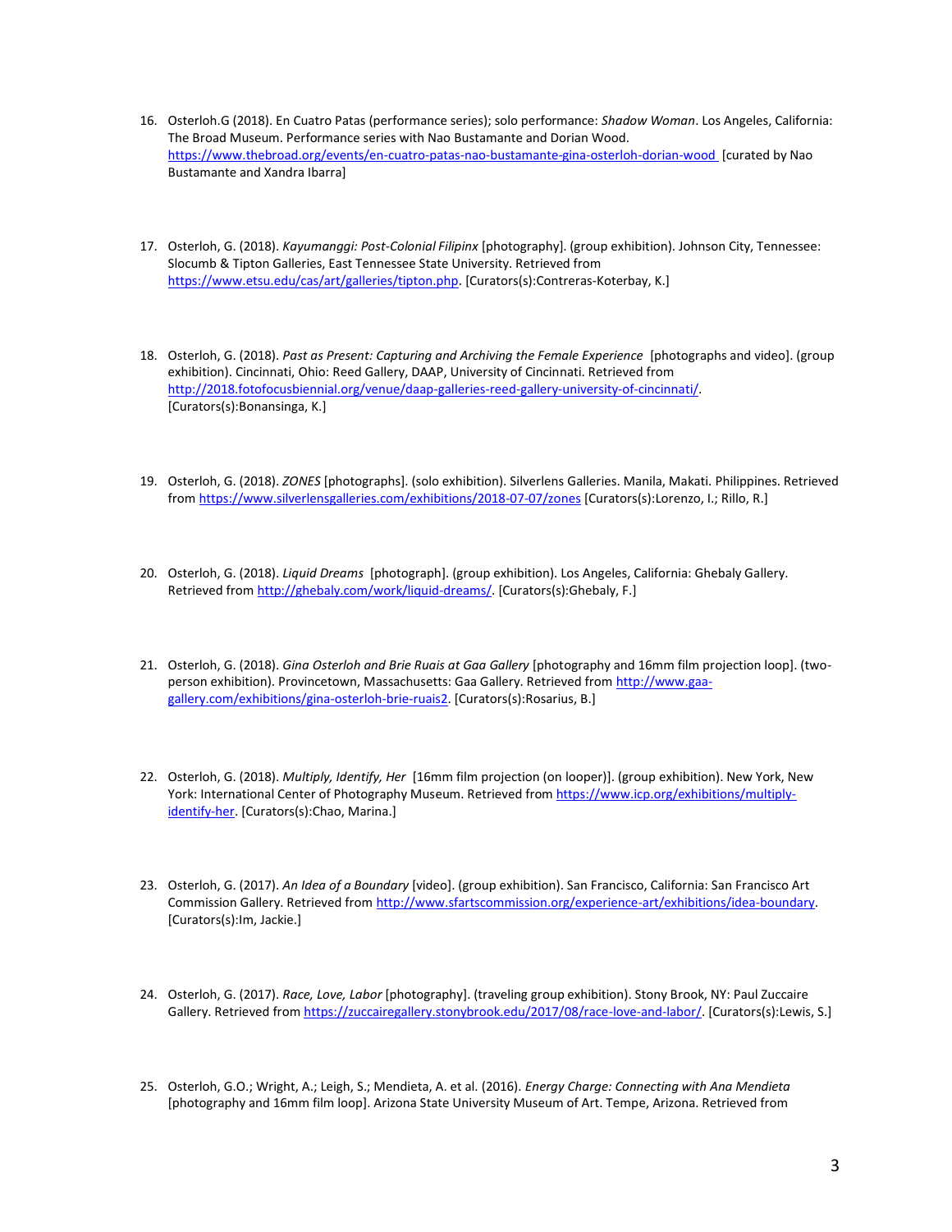16. Osterloh.G (2018). En Cuatro Patas (performance series); solo performance: *Shadow Woman*. Los Angeles, California: The Broad Museum. Performance series with Nao Bustamante and Dorian Wood. https://www.thebroad.org/events/en-cuatro-patas-nao-bustamante-gina-osterloh-dorian-wood [curated by Nao Bustamante and Xandra Ibarra]

17. Osterloh, G. (2018). *Kayumanggi: Post-Colonial Filipinx* [photography]. (group exhibition). Johnson City, Tennessee: Slocumb & Tipton Galleries, East Tennessee State University. Retrieved from https://www.etsu.edu/cas/art/galleries/tipton.php. [Curators(s):Contreras-Koterbay, K.]

18. Osterloh, G. (2018). *Past as Present: Capturing and Archiving the Female Experience* [photographs and video]. (group exhibition). Cincinnati, Ohio: Reed Gallery, DAAP, University of Cincinnati. Retrieved from http://2018.fotofocusbiennial.org/venue/daap-galleries-reed-gallery-university-of-cincinnati/. [Curators(s):Bonansinga, K.]

19. Osterloh, G. (2018). *ZONES* [photographs]. (solo exhibition). Silverlens Galleries. Manila, Makati. Philippines. Retrieved from https://www.silverlensgalleries.com/exhibitions/2018-07-07/zones [Curators(s):Lorenzo, I.; Rillo, R.]

20. Osterloh, G. (2018). *Liquid Dreams* [photograph]. (group exhibition). Los Angeles, California: Ghebaly Gallery. Retrieved from http://ghebaly.com/work/liquid-dreams/. [Curators(s):Ghebaly, F.]

21. Osterloh, G. (2018). *Gina Osterloh and Brie Ruais at Gaa Gallery* [photography and 16mm film projection loop]. (two-person exhibition). Provincetown, Massachusetts: Gaa Gallery. Retrieved from http://www.gaa-gallery.com/exhibitions/gina-osterloh-brie-ruais2. [Curators(s):Rosarius, B.]

22. Osterloh, G. (2018). *Multiply, Identify, Her* [16mm film projection (on looper)]. (group exhibition). New York, New York: International Center of Photography Museum. Retrieved from https://www.icp.org/exhibitions/multiply-identify-her. [Curators(s):Chao, Marina.]

23. Osterloh, G. (2017). *An Idea of a Boundary* [video]. (group exhibition). San Francisco, California: San Francisco Art Commission Gallery. Retrieved from http://www.sfartscommission.org/experience-art/exhibitions/idea-boundary. [Curators(s):Im, Jackie.]

24. Osterloh, G. (2017). *Race, Love, Labor* [photography]. (traveling group exhibition). Stony Brook, NY: Paul Zuccaire Gallery. Retrieved from https://zuccairegallery.stonybrook.edu/2017/08/race-love-and-labor/. [Curators(s):Lewis, S.]

25. Osterloh, G.O.; Wright, A.; Leigh, S.; Mendieta, A. et al. (2016). *Energy Charge: Connecting with Ana Mendieta* [photography and 16mm film loop]. Arizona State University Museum of Art. Tempe, Arizona. Retrieved from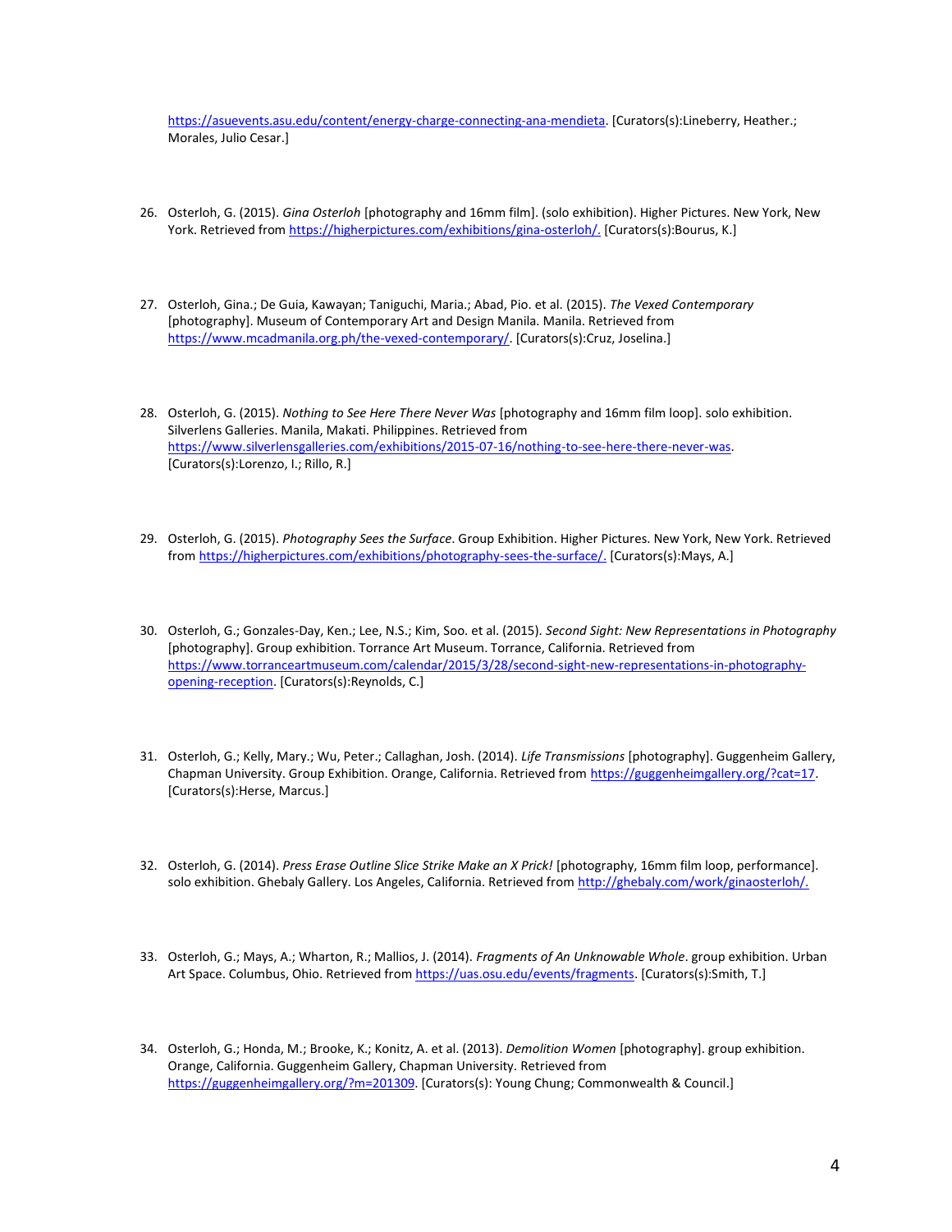https://asuevents.asu.edu/content/energy-charge-connecting-ana-mendieta. [Curators(s):Lineberry, Heather.; Morales, Julio Cesar.]

26. Osterloh, G. (2015). *Gina Osterloh* [photography and 16mm film]. (solo exhibition). Higher Pictures. New York, New York. Retrieved from https://higherpictures.com/exhibitions/gina-osterloh/. [Curators(s):Bourus, K.]

27. Osterloh, Gina.; De Guia, Kawayan; Taniguchi, Maria.; Abad, Pio. et al. (2015). *The Vexed Contemporary* [photography]. Museum of Contemporary Art and Design Manila. Manila. Retrieved from https://www.mcadmanila.org.ph/the-vexed-contemporary/. [Curators(s):Cruz, Joselina.]

28. Osterloh, G. (2015). *Nothing to See Here There Never Was* [photography and 16mm film loop]. solo exhibition. Silverlens Galleries. Manila, Makati. Philippines. Retrieved from https://www.silverlensgalleries.com/exhibitions/2015-07-16/nothing-to-see-here-there-never-was. [Curators(s):Lorenzo, I.; Rillo, R.]

29. Osterloh, G. (2015). *Photography Sees the Surface*. Group Exhibition. Higher Pictures. New York, New York. Retrieved from https://higherpictures.com/exhibitions/photography-sees-the-surface/. [Curators(s):Mays, A.]

30. Osterloh, G.; Gonzales-Day, Ken.; Lee, N.S.; Kim, Soo. et al. (2015). *Second Sight: New Representations in Photography* [photography]. Group exhibition. Torrance Art Museum. Torrance, California. Retrieved from https://www.torranceartmuseum.com/calendar/2015/3/28/second-sight-new-representations-in-photography-opening-reception. [Curators(s):Reynolds, C.]

31. Osterloh, G.; Kelly, Mary.; Wu, Peter.; Callaghan, Josh. (2014). *Life Transmissions* [photography]. Guggenheim Gallery, Chapman University. Group Exhibition. Orange, California. Retrieved from https://guggenheimgallery.org/?cat=17. [Curators(s):Herse, Marcus.]

32. Osterloh, G. (2014). *Press Erase Outline Slice Strike Make an X Prick!* [photography, 16mm film loop, performance]. solo exhibition. Ghebaly Gallery. Los Angeles, California. Retrieved from http://ghebaly.com/work/ginaosterloh/.

33. Osterloh, G.; Mays, A.; Wharton, R.; Mallios, J. (2014). *Fragments of An Unknowable Whole*. group exhibition. Urban Art Space. Columbus, Ohio. Retrieved from https://uas.osu.edu/events/fragments. [Curators(s):Smith, T.]

34. Osterloh, G.; Honda, M.; Brooke, K.; Konitz, A. et al. (2013). *Demolition Women* [photography]. group exhibition. Orange, California. Guggenheim Gallery, Chapman University. Retrieved from https://guggenheimgallery.org/?m=201309. [Curators(s): Young Chung; Commonwealth & Council.]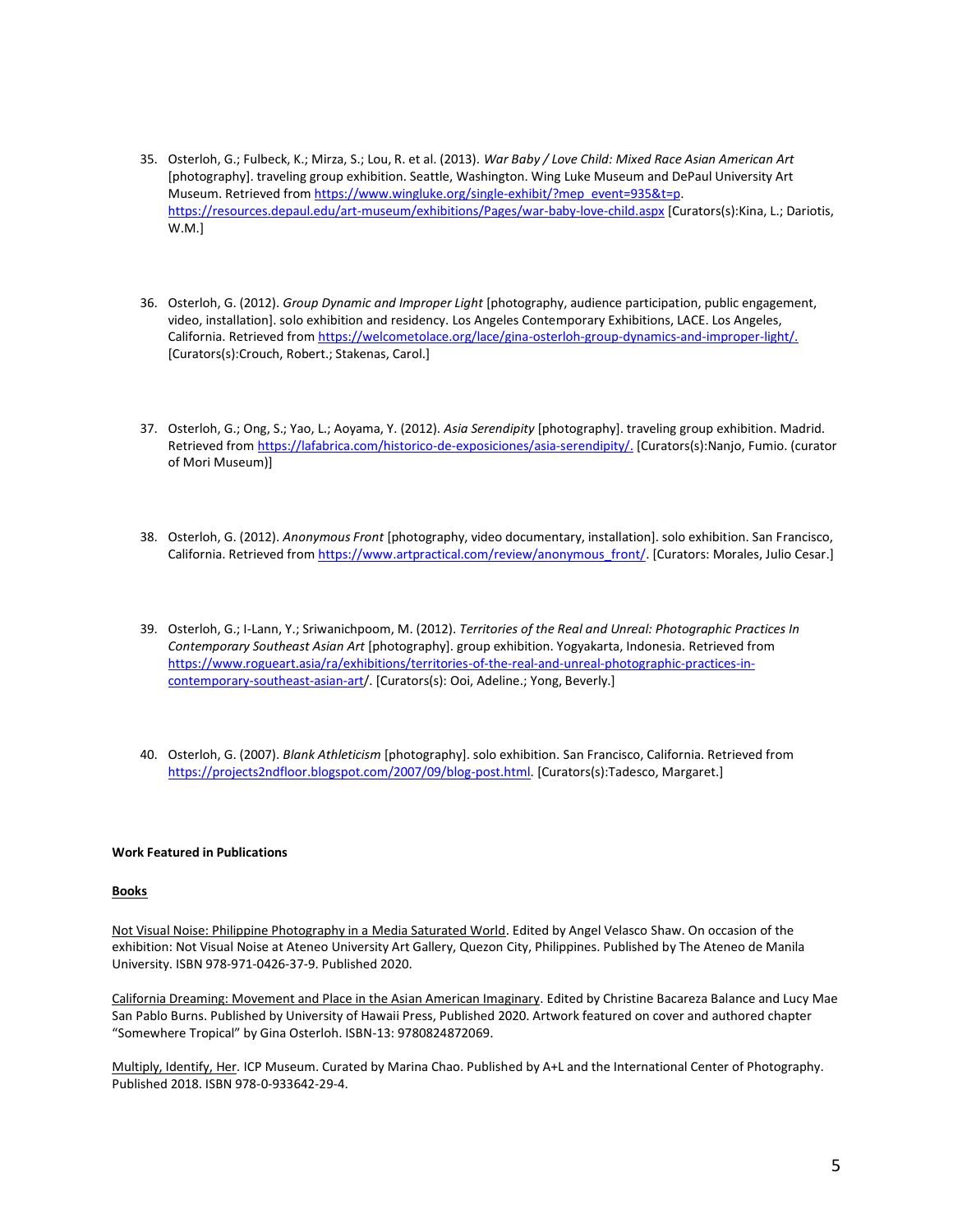35. Osterloh, G.; Fulbeck, K.; Mirza, S.; Lou, R. et al. (2013). *War Baby / Love Child: Mixed Race Asian American Art* [photography]. traveling group exhibition. Seattle, Washington. Wing Luke Museum and DePaul University Art Museum. Retrieved from https://www.wingluke.org/single-exhibit/?mep_event=935&t=p. https://resources.depaul.edu/art-museum/exhibitions/Pages/war-baby-love-child.aspx [Curators(s):Kina, L.; Dariotis, W.M.]

36. Osterloh, G. (2012). *Group Dynamic and Improper Light* [photography, audience participation, public engagement, video, installation]. solo exhibition and residency. Los Angeles Contemporary Exhibitions, LACE. Los Angeles, California. Retrieved from https://welcometolace.org/lace/gina-osterloh-group-dynamics-and-improper-light/. [Curators(s):Crouch, Robert.; Stakenas, Carol.]

37. Osterloh, G.; Ong, S.; Yao, L.; Aoyama, Y. (2012). *Asia Serendipity* [photography]. traveling group exhibition. Madrid. Retrieved from https://lafabrica.com/historico-de-exposiciones/asia-serendipity/. [Curators(s):Nanjo, Fumio. (curator of Mori Museum)]

38. Osterloh, G. (2012). *Anonymous Front* [photography, video documentary, installation]. solo exhibition. San Francisco, California. Retrieved from https://www.artpractical.com/review/anonymous_front/. [Curators: Morales, Julio Cesar.]

39. Osterloh, G.; I-Lann, Y.; Sriwanichpoom, M. (2012). *Territories of the Real and Unreal: Photographic Practices In Contemporary Southeast Asian Art* [photography]. group exhibition. Yogyakarta, Indonesia. Retrieved from https://www.rogueart.asia/ra/exhibitions/territories-of-the-real-and-unreal-photographic-practices-in-contemporary-southeast-asian-art/. [Curators(s): Ooi, Adeline.; Yong, Beverly.]

40. Osterloh, G. (2007). *Blank Athleticism* [photography]. solo exhibition. San Francisco, California. Retrieved from https://projects2ndfloor.blogspot.com/2007/09/blog-post.html. [Curators(s):Tadesco, Margaret.]

**Work Featured in Publications**

**Books**

Not Visual Noise: Philippine Photography in a Media Saturated World. Edited by Angel Velasco Shaw. On occasion of the exhibition: Not Visual Noise at Ateneo University Art Gallery, Quezon City, Philippines. Published by The Ateneo de Manila University. ISBN 978-971-0426-37-9. Published 2020.

California Dreaming: Movement and Place in the Asian American Imaginary. Edited by Christine Bacareza Balance and Lucy Mae San Pablo Burns. Published by University of Hawaii Press, Published 2020. Artwork featured on cover and authored chapter "Somewhere Tropical" by Gina Osterloh. ISBN-13: 9780824872069.

Multiply, Identify, Her. ICP Museum. Curated by Marina Chao. Published by A+L and the International Center of Photography. Published 2018. ISBN 978-0-933642-29-4.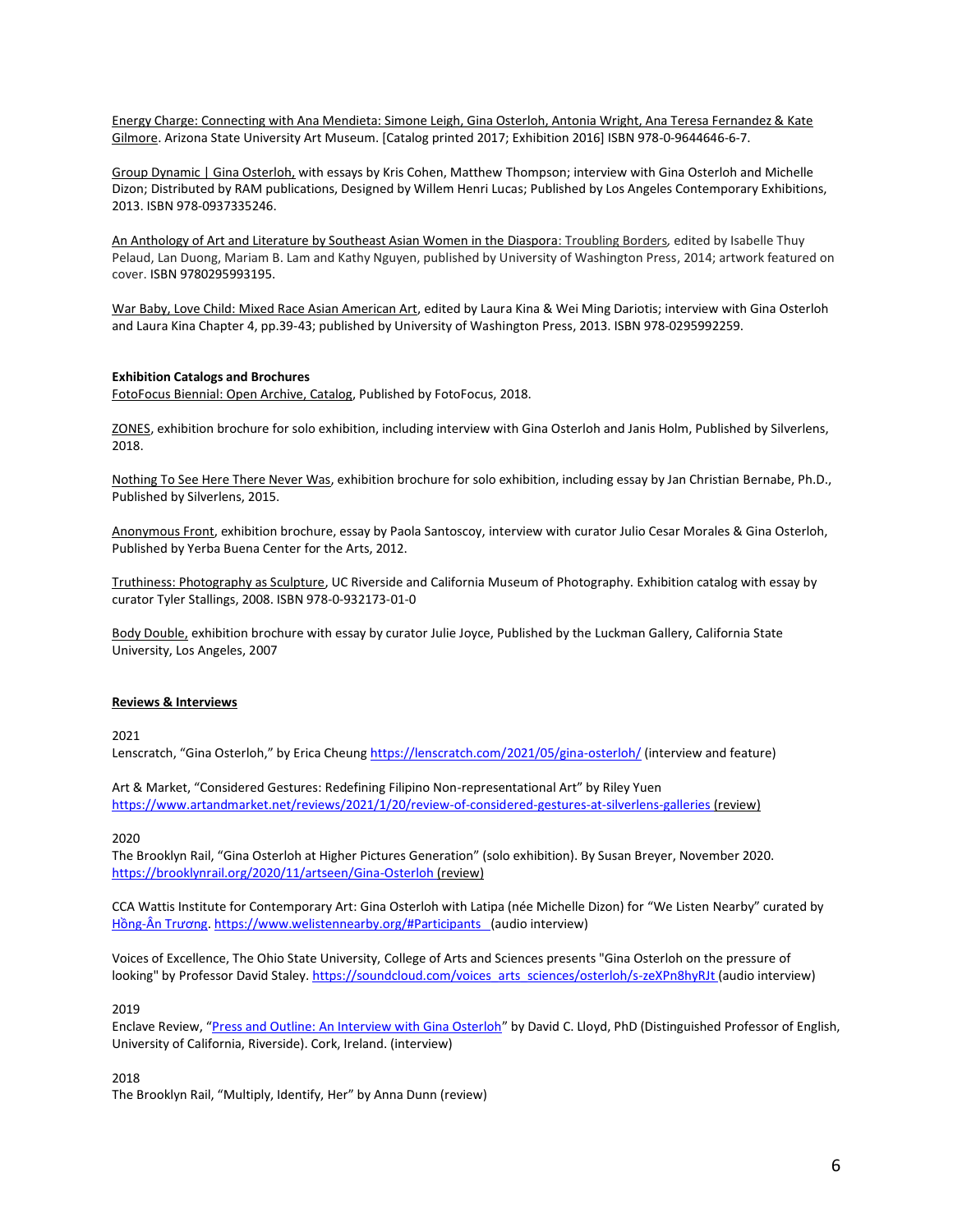Energy Charge: Connecting with Ana Mendieta: Simone Leigh, Gina Osterloh, Antonia Wright, Ana Teresa Fernandez & Kate Gilmore. Arizona State University Art Museum. [Catalog printed 2017; Exhibition 2016] ISBN 978-0-9644646-6-7.

Group Dynamic | Gina Osterloh, with essays by Kris Cohen, Matthew Thompson; interview with Gina Osterloh and Michelle Dizon; Distributed by RAM publications, Designed by Willem Henri Lucas; Published by Los Angeles Contemporary Exhibitions, 2013. ISBN 978-0937335246.

An Anthology of Art and Literature by Southeast Asian Women in the Diaspora: Troubling Borders, edited by Isabelle Thuy Pelaud, Lan Duong, Mariam B. Lam and Kathy Nguyen, published by University of Washington Press, 2014; artwork featured on cover. ISBN 9780295993195.

War Baby, Love Child: Mixed Race Asian American Art, edited by Laura Kina & Wei Ming Dariotis; interview with Gina Osterloh and Laura Kina Chapter 4, pp.39-43; published by University of Washington Press, 2013. ISBN 978-0295992259.

**Exhibition Catalogs and Brochures**

FotoFocus Biennial: Open Archive, Catalog, Published by FotoFocus, 2018.

ZONES, exhibition brochure for solo exhibition, including interview with Gina Osterloh and Janis Holm, Published by Silverlens, 2018.

Nothing To See Here There Never Was, exhibition brochure for solo exhibition, including essay by Jan Christian Bernabe, Ph.D., Published by Silverlens, 2015.

Anonymous Front, exhibition brochure, essay by Paola Santoscoy, interview with curator Julio Cesar Morales & Gina Osterloh, Published by Yerba Buena Center for the Arts, 2012.

Truthiness: Photography as Sculpture, UC Riverside and California Museum of Photography. Exhibition catalog with essay by curator Tyler Stallings, 2008. ISBN 978-0-932173-01-0

Body Double, exhibition brochure with essay by curator Julie Joyce, Published by the Luckman Gallery, California State University, Los Angeles, 2007

**Reviews & Interviews**

2021

Lenscratch, "Gina Osterloh," by Erica Cheung https://lenscratch.com/2021/05/gina-osterloh/ (interview and feature)

Art & Market, "Considered Gestures: Redefining Filipino Non-representational Art" by Riley Yuen https://www.artandmarket.net/reviews/2021/1/20/review-of-considered-gestures-at-silverlens-galleries (review)

2020

The Brooklyn Rail, "Gina Osterloh at Higher Pictures Generation" (solo exhibition). By Susan Breyer, November 2020. https://brooklynrail.org/2020/11/artseen/Gina-Osterloh (review)

CCA Wattis Institute for Contemporary Art: Gina Osterloh with Latipa (née Michelle Dizon) for "We Listen Nearby" curated by Hồng-Ân Trương. https://www.welistennearby.org/#Participants (audio interview)

Voices of Excellence, The Ohio State University, College of Arts and Sciences presents "Gina Osterloh on the pressure of looking" by Professor David Staley. https://soundcloud.com/voices_arts_sciences/osterloh/s-zeXPn8hyRJt (audio interview)

2019

Enclave Review, "Press and Outline: An Interview with Gina Osterloh" by David C. Lloyd, PhD (Distinguished Professor of English, University of California, Riverside). Cork, Ireland. (interview)

2018

The Brooklyn Rail, "Multiply, Identify, Her" by Anna Dunn (review)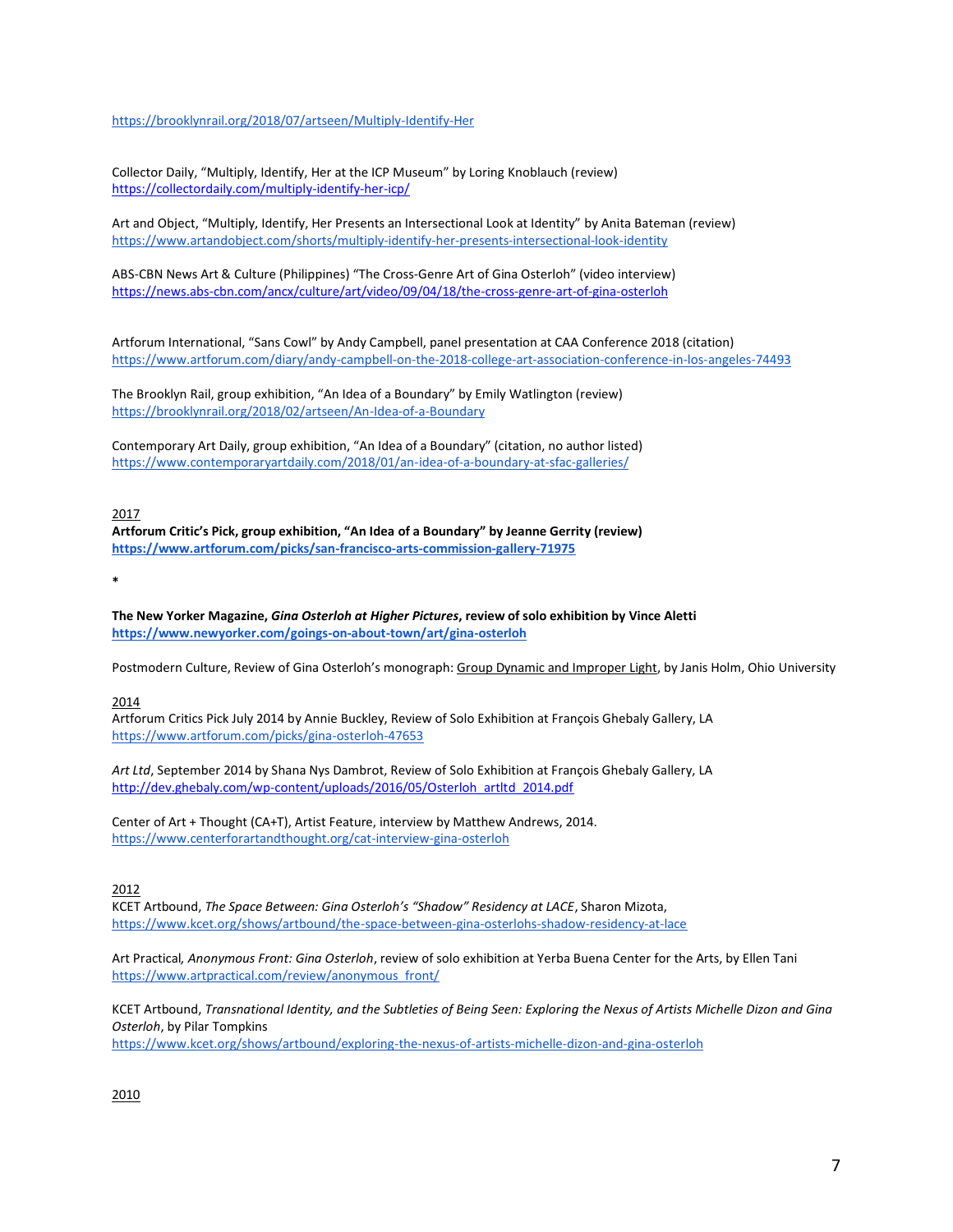https://brooklynrail.org/2018/07/artseen/Multiply-Identify-Her

Collector Daily, "Multiply, Identify, Her at the ICP Museum" by Loring Knoblauch (review)
https://collectordaily.com/multiply-identify-her-icp/

Art and Object, "Multiply, Identify, Her Presents an Intersectional Look at Identity" by Anita Bateman (review)
https://www.artandobject.com/shorts/multiply-identify-her-presents-intersectional-look-identity

ABS-CBN News Art & Culture (Philippines) "The Cross-Genre Art of Gina Osterloh" (video interview)
https://news.abs-cbn.com/ancx/culture/art/video/09/04/18/the-cross-genre-art-of-gina-osterloh

Artforum International, "Sans Cowl" by Andy Campbell, panel presentation at CAA Conference 2018 (citation)
https://www.artforum.com/diary/andy-campbell-on-the-2018-college-art-association-conference-in-los-angeles-74493

The Brooklyn Rail, group exhibition, "An Idea of a Boundary" by Emily Watlington (review)
https://brooklynrail.org/2018/02/artseen/An-Idea-of-a-Boundary

Contemporary Art Daily, group exhibition, "An Idea of a Boundary" (citation, no author listed)
https://www.contemporaryartdaily.com/2018/01/an-idea-of-a-boundary-at-sfac-galleries/

2017

**Artforum Critic's Pick, group exhibition, "An Idea of a Boundary" by Jeanne Gerrity (review)**
**https://www.artforum.com/picks/san-francisco-arts-commission-gallery-71975**

*

**The New Yorker Magazine, *Gina Osterloh at Higher Pictures*, review of solo exhibition by Vince Aletti**
**https://www.newyorker.com/goings-on-about-town/art/gina-osterloh**

Postmodern Culture, Review of Gina Osterloh's monograph: Group Dynamic and Improper Light, by Janis Holm, Ohio University

2014

Artforum Critics Pick July 2014 by Annie Buckley, Review of Solo Exhibition at François Ghebaly Gallery, LA
https://www.artforum.com/picks/gina-osterloh-47653

*Art Ltd*, September 2014 by Shana Nys Dambrot, Review of Solo Exhibition at François Ghebaly Gallery, LA
http://dev.ghebaly.com/wp-content/uploads/2016/05/Osterloh_artltd_2014.pdf

Center of Art + Thought (CA+T), Artist Feature, interview by Matthew Andrews, 2014.
https://www.centerforartandthought.org/cat-interview-gina-osterloh

2012

KCET Artbound, *The Space Between: Gina Osterloh's "Shadow" Residency at LACE*, Sharon Mizota,
https://www.kcet.org/shows/artbound/the-space-between-gina-osterlohs-shadow-residency-at-lace

Art Practical, *Anonymous Front: Gina Osterloh*, review of solo exhibition at Yerba Buena Center for the Arts, by Ellen Tani
https://www.artpractical.com/review/anonymous_front/

KCET Artbound, *Transnational Identity, and the Subtleties of Being Seen: Exploring the Nexus of Artists Michelle Dizon and Gina Osterloh*, by Pilar Tompkins
https://www.kcet.org/shows/artbound/exploring-the-nexus-of-artists-michelle-dizon-and-gina-osterloh

2010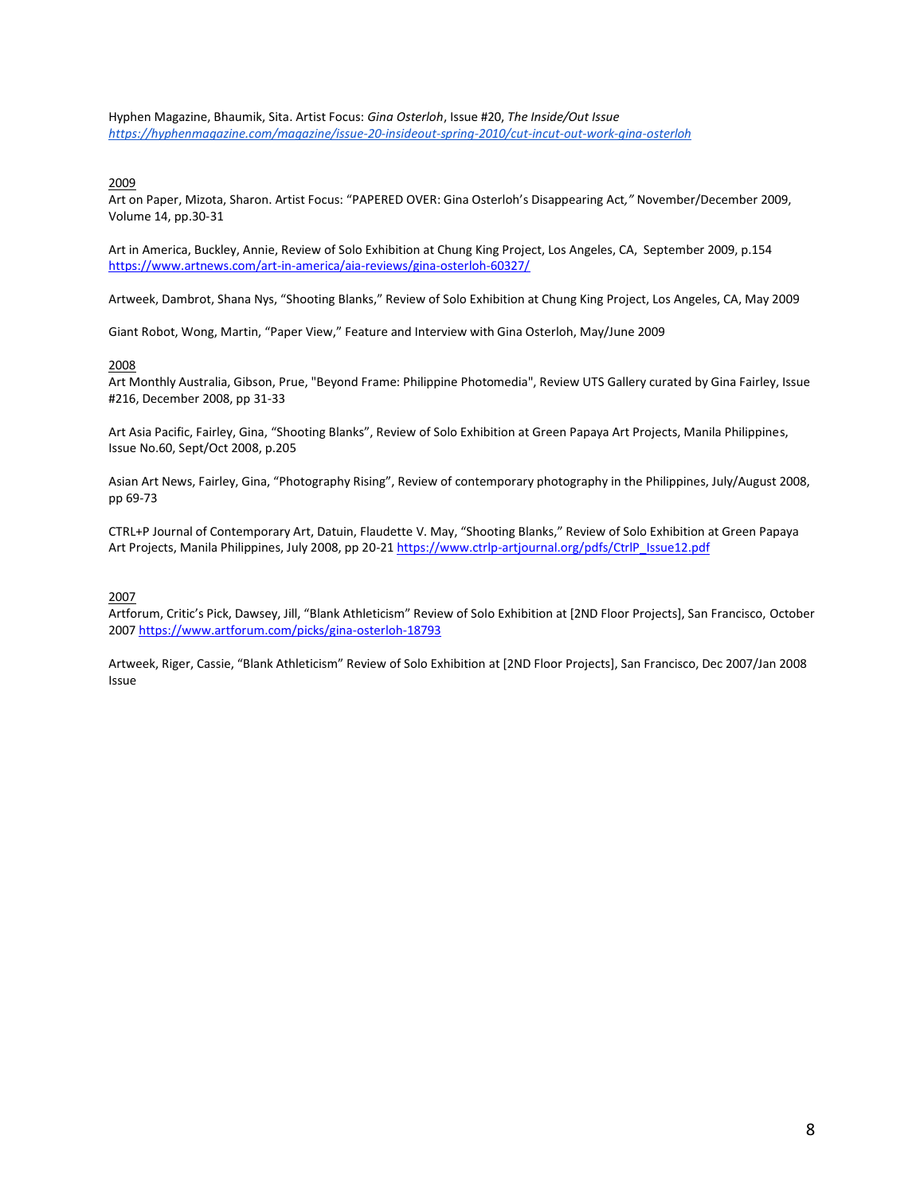Hyphen Magazine, Bhaumik, Sita. Artist Focus: *Gina Osterloh*, Issue #20, *The Inside/Out Issue*
*https://hyphenmagazine.com/magazine/issue-20-insideout-spring-2010/cut-incut-out-work-gina-osterloh*

2009

Art on Paper, Mizota, Sharon. Artist Focus: "PAPERED OVER: Gina Osterloh's Disappearing Act*,"* November/December 2009, Volume 14, pp.30-31

Art in America, Buckley, Annie, Review of Solo Exhibition at Chung King Project, Los Angeles, CA, September 2009, p.154
https://www.artnews.com/art-in-america/aia-reviews/gina-osterloh-60327/

Artweek, Dambrot, Shana Nys, "Shooting Blanks," Review of Solo Exhibition at Chung King Project, Los Angeles, CA, May 2009

Giant Robot, Wong, Martin, "Paper View," Feature and Interview with Gina Osterloh, May/June 2009

2008

Art Monthly Australia, Gibson, Prue, "Beyond Frame: Philippine Photomedia", Review UTS Gallery curated by Gina Fairley, Issue #216, December 2008, pp 31-33

Art Asia Pacific, Fairley, Gina, "Shooting Blanks", Review of Solo Exhibition at Green Papaya Art Projects, Manila Philippines, Issue No.60, Sept/Oct 2008, p.205

Asian Art News, Fairley, Gina, "Photography Rising", Review of contemporary photography in the Philippines, July/August 2008, pp 69-73

CTRL+P Journal of Contemporary Art, Datuin, Flaudette V. May, "Shooting Blanks," Review of Solo Exhibition at Green Papaya Art Projects, Manila Philippines, July 2008, pp 20-21 https://www.ctrlp-artjournal.org/pdfs/CtrlP_Issue12.pdf

2007

Artforum, Critic's Pick, Dawsey, Jill, "Blank Athleticism" Review of Solo Exhibition at [2ND Floor Projects], San Francisco, October 2007 https://www.artforum.com/picks/gina-osterloh-18793

Artweek, Riger, Cassie, "Blank Athleticism" Review of Solo Exhibition at [2ND Floor Projects], San Francisco, Dec 2007/Jan 2008 Issue